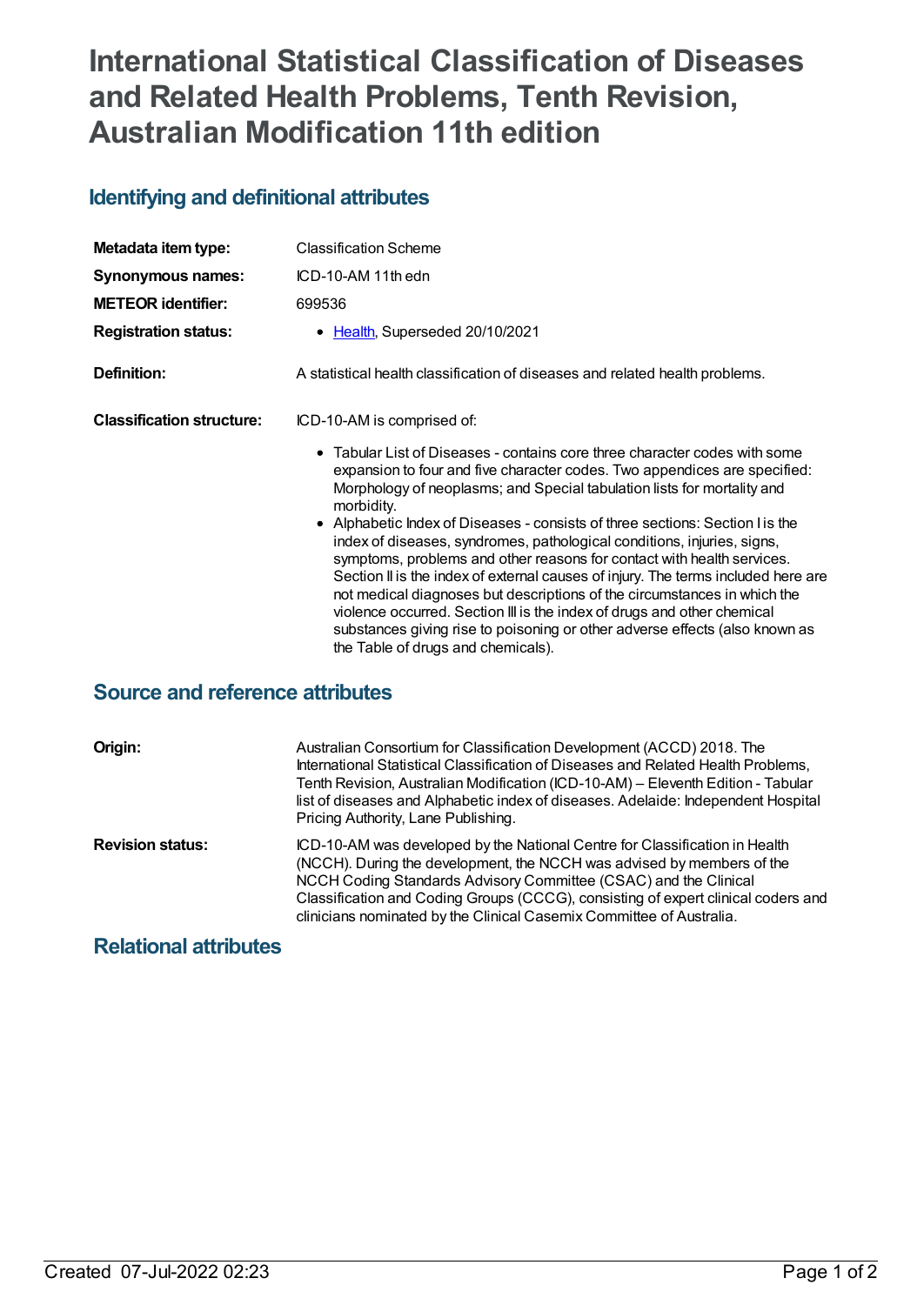# International Statistical Classification of Diseases and Related Health Problems, Tenth Revision, Australian Modification 11th edition

## Identifying and definitional attributes

| | |
|---|---|
| **Metadata item type:** | Classification Scheme |
| **Synonymous names:** | ICD-10-AM 11th edn |
| **METEOR identifier:** | 699536 |
| **Registration status:** | • Health, Superseded 20/10/2021 |
| **Definition:** | A statistical health classification of diseases and related health problems. |
| **Classification structure:** | ICD-10-AM is comprised of:<br>• Tabular List of Diseases - contains core three character codes with some expansion to four and five character codes. Two appendices are specified: Morphology of neoplasms; and Special tabulation lists for mortality and morbidity.<br>• Alphabetic Index of Diseases - consists of three sections: Section I is the index of diseases, syndromes, pathological conditions, injuries, signs, symptoms, problems and other reasons for contact with health services. Section II is the index of external causes of injury. The terms included here are not medical diagnoses but descriptions of the circumstances in which the violence occurred. Section III is the index of drugs and other chemical substances giving rise to poisoning or other adverse effects (also known as the Table of drugs and chemicals). |

## Source and reference attributes

| | |
|---|---|
| **Origin:** | Australian Consortium for Classification Development (ACCD) 2018. The International Statistical Classification of Diseases and Related Health Problems, Tenth Revision, Australian Modification (ICD-10-AM) – Eleventh Edition - Tabular list of diseases and Alphabetic index of diseases. Adelaide: Independent Hospital Pricing Authority, Lane Publishing. |
| **Revision status:** | ICD-10-AM was developed by the National Centre for Classification in Health (NCCH). During the development, the NCCH was advised by members of the NCCH Coding Standards Advisory Committee (CSAC) and the Clinical Classification and Coding Groups (CCCG), consisting of expert clinical coders and clinicians nominated by the Clinical Casemix Committee of Australia. |

## Relational attributes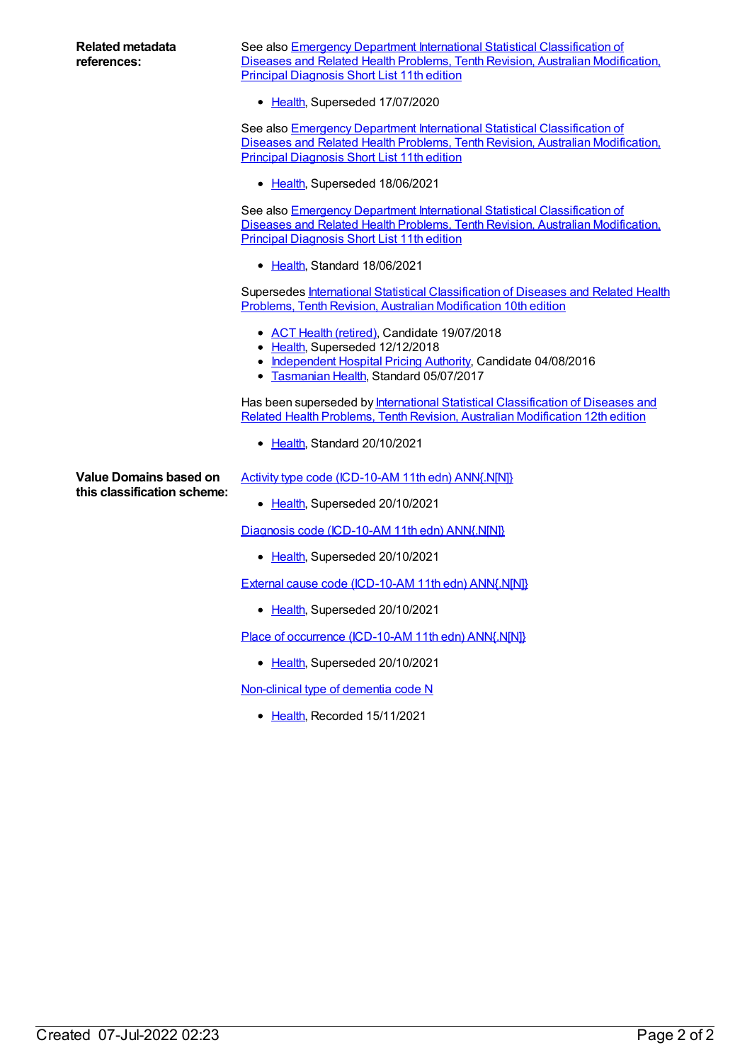**Related metadata references:**

See also Emergency Department International Statistical Classification of Diseases and Related Health Problems, Tenth Revision, Australian Modification, Principal Diagnosis Short List 11th edition

- Health, Superseded 17/07/2020

See also Emergency Department International Statistical Classification of Diseases and Related Health Problems, Tenth Revision, Australian Modification, Principal Diagnosis Short List 11th edition

- Health, Superseded 18/06/2021

See also Emergency Department International Statistical Classification of Diseases and Related Health Problems, Tenth Revision, Australian Modification, Principal Diagnosis Short List 11th edition

- Health, Standard 18/06/2021

Supersedes International Statistical Classification of Diseases and Related Health Problems, Tenth Revision, Australian Modification 10th edition

- ACT Health (retired), Candidate 19/07/2018
- Health, Superseded 12/12/2018
- Independent Hospital Pricing Authority, Candidate 04/08/2016
- Tasmanian Health, Standard 05/07/2017

Has been superseded by International Statistical Classification of Diseases and Related Health Problems, Tenth Revision, Australian Modification 12th edition

- Health, Standard 20/10/2021

**Value Domains based on this classification scheme:**

Activity type code (ICD-10-AM 11th edn) ANN{.N[N]}

- Health, Superseded 20/10/2021

Diagnosis code (ICD-10-AM 11th edn) ANN{.N[N]}

- Health, Superseded 20/10/2021

External cause code (ICD-10-AM 11th edn) ANN{.N[N]}

- Health, Superseded 20/10/2021

Place of occurrence (ICD-10-AM 11th edn) ANN{.N[N]}

- Health, Superseded 20/10/2021

Non-clinical type of dementia code N

- Health, Recorded 15/11/2021